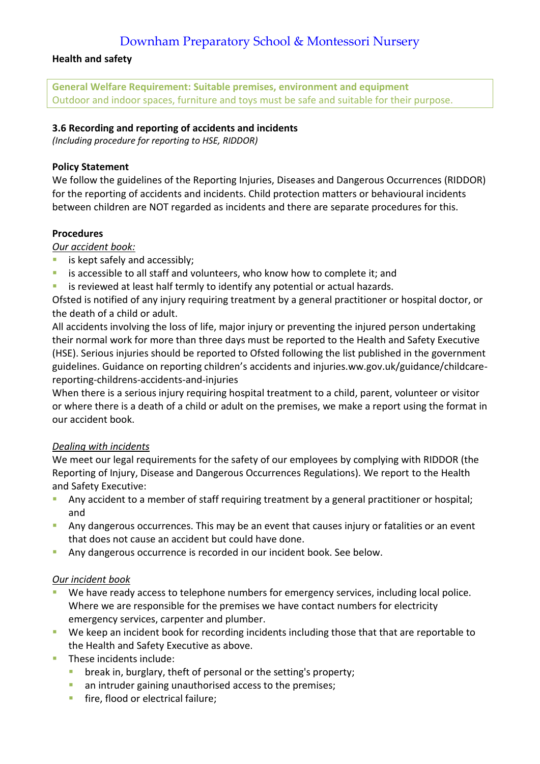# Downham Preparatory School & Montessori Nursery

**Health and safety**

> **General Welfare Requirement: Suitable premises, environment and equipment**
> Outdoor and indoor spaces, furniture and toys must be safe and suitable for their purpose.

### 3.6 Recording and reporting of accidents and incidents

*(Including procedure for reporting to HSE, RIDDOR)*

**Policy Statement**

We follow the guidelines of the Reporting Injuries, Diseases and Dangerous Occurrences (RIDDOR) for the reporting of accidents and incidents. Child protection matters or behavioural incidents between children are NOT regarded as incidents and there are separate procedures for this.

**Procedures**

*Our accident book:*

- is kept safely and accessibly;
- is accessible to all staff and volunteers, who know how to complete it; and
- is reviewed at least half termly to identify any potential or actual hazards.

Ofsted is notified of any injury requiring treatment by a general practitioner or hospital doctor, or the death of a child or adult.

All accidents involving the loss of life, major injury or preventing the injured person undertaking their normal work for more than three days must be reported to the Health and Safety Executive (HSE). Serious injuries should be reported to Ofsted following the list published in the government guidelines. Guidance on reporting children's accidents and injuries.ww.gov.uk/guidance/childcare-reporting-childrens-accidents-and-injuries

When there is a serious injury requiring hospital treatment to a child, parent, volunteer or visitor or where there is a death of a child or adult on the premises, we make a report using the format in our accident book.

*Dealing with incidents*

We meet our legal requirements for the safety of our employees by complying with RIDDOR (the Reporting of Injury, Disease and Dangerous Occurrences Regulations). We report to the Health and Safety Executive:

- Any accident to a member of staff requiring treatment by a general practitioner or hospital; and
- Any dangerous occurrences. This may be an event that causes injury or fatalities or an event that does not cause an accident but could have done.
- Any dangerous occurrence is recorded in our incident book. See below.

*Our incident book*

- We have ready access to telephone numbers for emergency services, including local police. Where we are responsible for the premises we have contact numbers for electricity emergency services, carpenter and plumber.
- We keep an incident book for recording incidents including those that that are reportable to the Health and Safety Executive as above.
- These incidents include:
  - break in, burglary, theft of personal or the setting's property;
  - an intruder gaining unauthorised access to the premises;
  - fire, flood or electrical failure;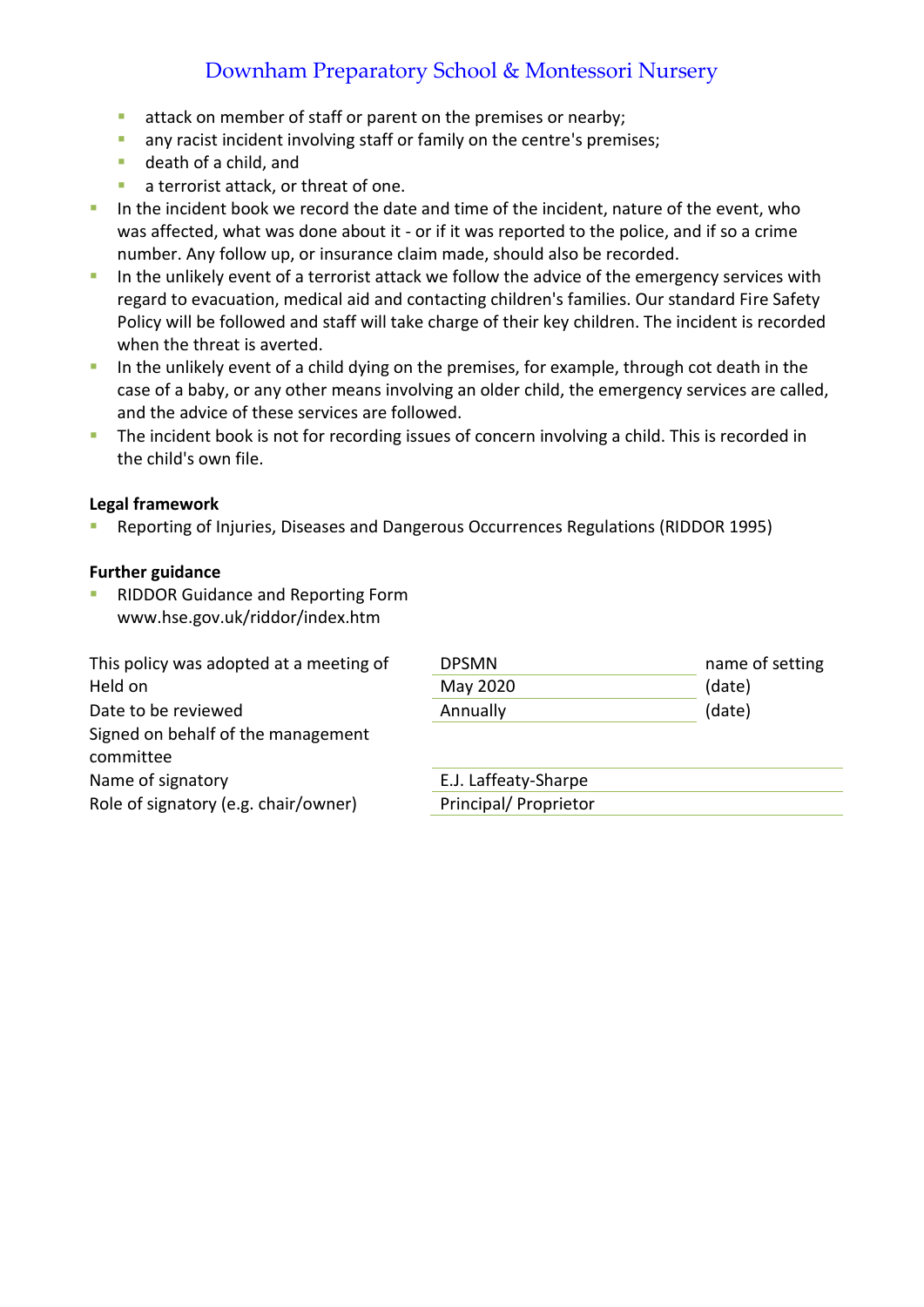- attack on member of staff or parent on the premises or nearby;
    - any racist incident involving staff or family on the centre's premises;
    - death of a child, and
    - a terrorist attack, or threat of one.
- In the incident book we record the date and time of the incident, nature of the event, who was affected, what was done about it - or if it was reported to the police, and if so a crime number. Any follow up, or insurance claim made, should also be recorded.
- In the unlikely event of a terrorist attack we follow the advice of the emergency services with regard to evacuation, medical aid and contacting children's families. Our standard Fire Safety Policy will be followed and staff will take charge of their key children. The incident is recorded when the threat is averted.
- In the unlikely event of a child dying on the premises, for example, through cot death in the case of a baby, or any other means involving an older child, the emergency services are called, and the advice of these services are followed.
- The incident book is not for recording issues of concern involving a child. This is recorded in the child's own file.

**Legal framework**

- Reporting of Injuries, Diseases and Dangerous Occurrences Regulations (RIDDOR 1995)

**Further guidance**

- RIDDOR Guidance and Reporting Form
  www.hse.gov.uk/riddor/index.htm

| | | |
|---|---|---|
| This policy was adopted at a meeting of | DPSMN | name of setting |
| Held on | May 2020 | (date) |
| Date to be reviewed | Annually | (date) |
| Signed on behalf of the management committee | | |
| Name of signatory | E.J. Laffeaty-Sharpe | |
| Role of signatory (e.g. chair/owner) | Principal/ Proprietor | |